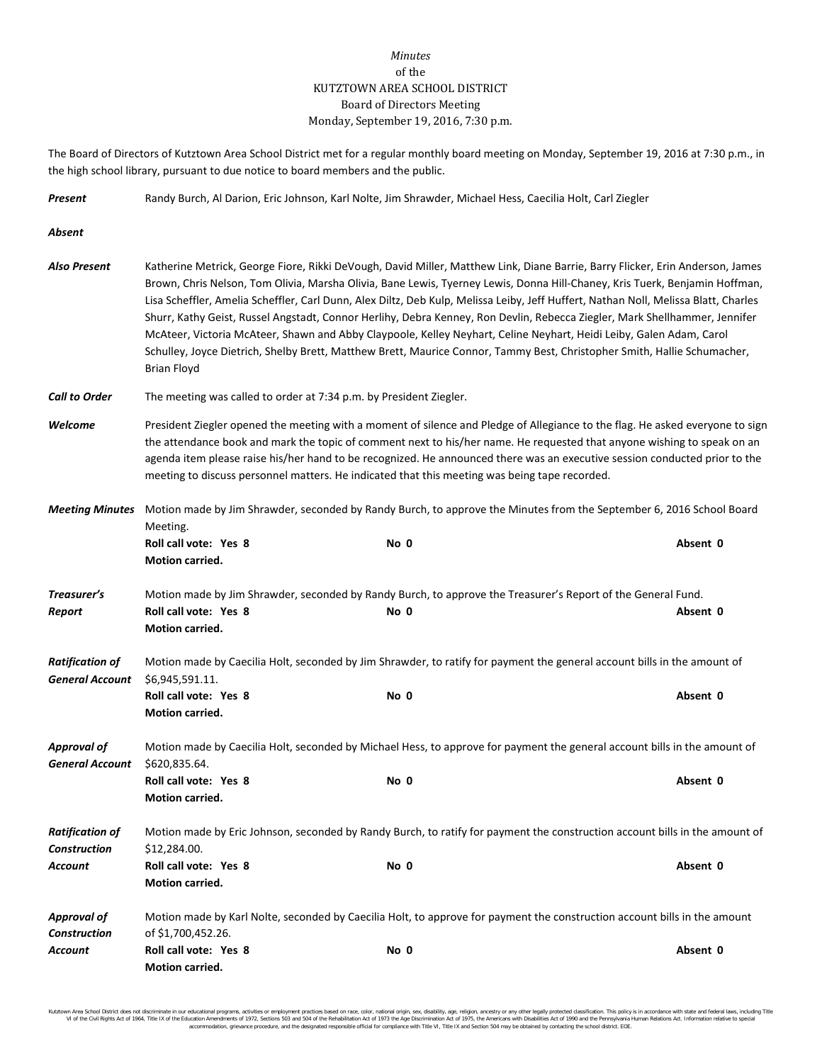*Minutes*
of the
KUTZTOWN AREA SCHOOL DISTRICT
Board of Directors Meeting
Monday, September 19, 2016, 7:30 p.m.

The Board of Directors of Kutztown Area School District met for a regular monthly board meeting on Monday, September 19, 2016 at 7:30 p.m., in the high school library, pursuant to due notice to board members and the public.

***Present*** Randy Burch, Al Darion, Eric Johnson, Karl Nolte, Jim Shrawder, Michael Hess, Caecilia Holt, Carl Ziegler

***Absent***

***Also Present*** Katherine Metrick, George Fiore, Rikki DeVough, David Miller, Matthew Link, Diane Barrie, Barry Flicker, Erin Anderson, James Brown, Chris Nelson, Tom Olivia, Marsha Olivia, Bane Lewis, Tyerney Lewis, Donna Hill-Chaney, Kris Tuerk, Benjamin Hoffman, Lisa Scheffler, Amelia Scheffler, Carl Dunn, Alex Diltz, Deb Kulp, Melissa Leiby, Jeff Huffert, Nathan Noll, Melissa Blatt, Charles Shurr, Kathy Geist, Russel Angstadt, Connor Herlihy, Debra Kenney, Ron Devlin, Rebecca Ziegler, Mark Shellhammer, Jennifer McAteer, Victoria McAteer, Shawn and Abby Claypoole, Kelley Neyhart, Celine Neyhart, Heidi Leiby, Galen Adam, Carol Schulley, Joyce Dietrich, Shelby Brett, Matthew Brett, Maurice Connor, Tammy Best, Christopher Smith, Hallie Schumacher, Brian Floyd

***Call to Order*** The meeting was called to order at 7:34 p.m. by President Ziegler.

***Welcome*** President Ziegler opened the meeting with a moment of silence and Pledge of Allegiance to the flag. He asked everyone to sign the attendance book and mark the topic of comment next to his/her name. He requested that anyone wishing to speak on an agenda item please raise his/her hand to be recognized. He announced there was an executive session conducted prior to the meeting to discuss personnel matters. He indicated that this meeting was being tape recorded.

***Meeting Minutes*** Motion made by Jim Shrawder, seconded by Randy Burch, to approve the Minutes from the September 6, 2016 School Board Meeting.
**Roll call vote: Yes 8** **No 0** **Absent 0**
**Motion carried.**

***Treasurer's Report*** Motion made by Jim Shrawder, seconded by Randy Burch, to approve the Treasurer's Report of the General Fund.
**Roll call vote: Yes 8** **No 0** **Absent 0**
**Motion carried.**

***Ratification of General Account*** Motion made by Caecilia Holt, seconded by Jim Shrawder, to ratify for payment the general account bills in the amount of $6,945,591.11.
**Roll call vote: Yes 8** **No 0** **Absent 0**
**Motion carried.**

***Approval of General Account*** Motion made by Caecilia Holt, seconded by Michael Hess, to approve for payment the general account bills in the amount of $620,835.64.
**Roll call vote: Yes 8** **No 0** **Absent 0**
**Motion carried.**

***Ratification of Construction Account*** Motion made by Eric Johnson, seconded by Randy Burch, to ratify for payment the construction account bills in the amount of $12,284.00.
**Roll call vote: Yes 8** **No 0** **Absent 0**
**Motion carried.**

***Approval of Construction Account*** Motion made by Karl Nolte, seconded by Caecilia Holt, to approve for payment the construction account bills in the amount of $1,700,452.26.
**Roll call vote: Yes 8** **No 0** **Absent 0**
**Motion carried.**

Kutztown Area School District does not discriminate in our educational programs, activities or employment practices based on race, color, national origin, sex, disability, age, religion, ancestry or any other legally protected classification. This policy is in accordance with state and federal laws, including Title VI of the Civil Rights Act of 1964, Title IX of the Education Amendments of 1972, Sections 503 and 504 of the Rehabilitation Act of 1973 the Age Discrimination Act of 1975, the Americans with Disabilities Act of 1990 and the Pennsylvania Human Relations Act. Information relative to special accommodation, grievance procedure, and the designated responsible official for compliance with Title VI, Title IX and Section 504 may be obtained by contacting the school district. EOE.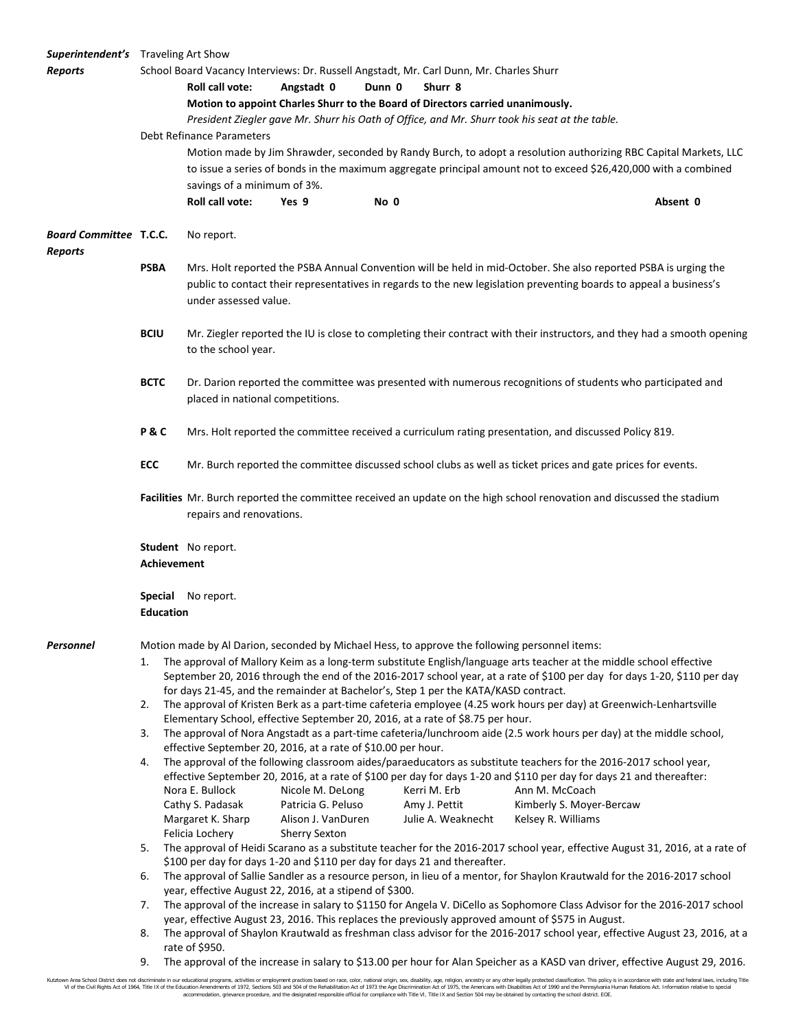**_Superintendent's Reports_**

Traveling Art Show

School Board Vacancy Interviews: Dr. Russell Angstadt, Mr. Carl Dunn, Mr. Charles Shurr

**Roll call vote: Angstadt 0 Dunn 0 Shurr 8**

**Motion to appoint Charles Shurr to the Board of Directors carried unanimously.**

*President Ziegler gave Mr. Shurr his Oath of Office, and Mr. Shurr took his seat at the table.*

Debt Refinance Parameters

Motion made by Jim Shrawder, seconded by Randy Burch, to adopt a resolution authorizing RBC Capital Markets, LLC to issue a series of bonds in the maximum aggregate principal amount not to exceed $26,420,000 with a combined savings of a minimum of 3%.

**Roll call vote: Yes 9 No 0 Absent 0**

**_Board Committee Reports_**

**T.C.C.** No report.

**PSBA** Mrs. Holt reported the PSBA Annual Convention will be held in mid-October. She also reported PSBA is urging the public to contact their representatives in regards to the new legislation preventing boards to appeal a business's under assessed value.

**BCIU** Mr. Ziegler reported the IU is close to completing their contract with their instructors, and they had a smooth opening to the school year.

**BCTC** Dr. Darion reported the committee was presented with numerous recognitions of students who participated and placed in national competitions.

**P & C** Mrs. Holt reported the committee received a curriculum rating presentation, and discussed Policy 819.

**ECC** Mr. Burch reported the committee discussed school clubs as well as ticket prices and gate prices for events.

**Facilities** Mr. Burch reported the committee received an update on the high school renovation and discussed the stadium repairs and renovations.

**Student Achievement** No report.

**Special Education** No report.

**_Personnel_**

Motion made by Al Darion, seconded by Michael Hess, to approve the following personnel items:

1. The approval of Mallory Keim as a long-term substitute English/language arts teacher at the middle school effective September 20, 2016 through the end of the 2016-2017 school year, at a rate of $100 per day for days 1-20, $110 per day for days 21-45, and the remainder at Bachelor's, Step 1 per the KATA/KASD contract.
2. The approval of Kristen Berk as a part-time cafeteria employee (4.25 work hours per day) at Greenwich-Lenhartsville Elementary School, effective September 20, 2016, at a rate of $8.75 per hour.
3. The approval of Nora Angstadt as a part-time cafeteria/lunchroom aide (2.5 work hours per day) at the middle school, effective September 20, 2016, at a rate of $10.00 per hour.
4. The approval of the following classroom aides/paraeducators as substitute teachers for the 2016-2017 school year, effective September 20, 2016, at a rate of $100 per day for days 1-20 and $110 per day for days 21 and thereafter:

| | | | |
|---|---|---|---|
| Nora E. Bullock | Nicole M. DeLong | Kerri M. Erb | Ann M. McCoach |
| Cathy S. Padasak | Patricia G. Peluso | Amy J. Pettit | Kimberly S. Moyer-Bercaw |
| Margaret K. Sharp | Alison J. VanDuren | Julie A. Weaknecht | Kelsey R. Williams |
| Felicia Lochery | Sherry Sexton | | |

5. The approval of Heidi Scarano as a substitute teacher for the 2016-2017 school year, effective August 31, 2016, at a rate of $100 per day for days 1-20 and $110 per day for days 21 and thereafter.
6. The approval of Sallie Sandler as a resource person, in lieu of a mentor, for Shaylon Krautwald for the 2016-2017 school year, effective August 22, 2016, at a stipend of $300.
7. The approval of the increase in salary to $1150 for Angela V. DiCello as Sophomore Class Advisor for the 2016-2017 school year, effective August 23, 2016. This replaces the previously approved amount of $575 in August.
8. The approval of Shaylon Krautwald as freshman class advisor for the 2016-2017 school year, effective August 23, 2016, at a rate of $950.
9. The approval of the increase in salary to $13.00 per hour for Alan Speicher as a KASD van driver, effective August 29, 2016.

Kutztown Area School District does not discriminate in our educational programs, activities or employment practices based on race, color, national origin, sex, disability, age, religion, ancestry or any other legally protected classification. This policy is in accordance with state and federal laws, including Title VI of the Civil Rights Act of 1964, Title IX of the Education Amendments of 1972, Sections 503 and 504 of the Rehabilitation Act of 1973 the Age Discrimination Act of 1975, the Americans with Disabilities Act of 1990 and the Pennsylvania Human Relations Act. Information relative to special accommodation, grievance procedure, and the designated responsible official for compliance with Title VI, Title IX and Section 504 may be obtained by contacting the school district. EOE.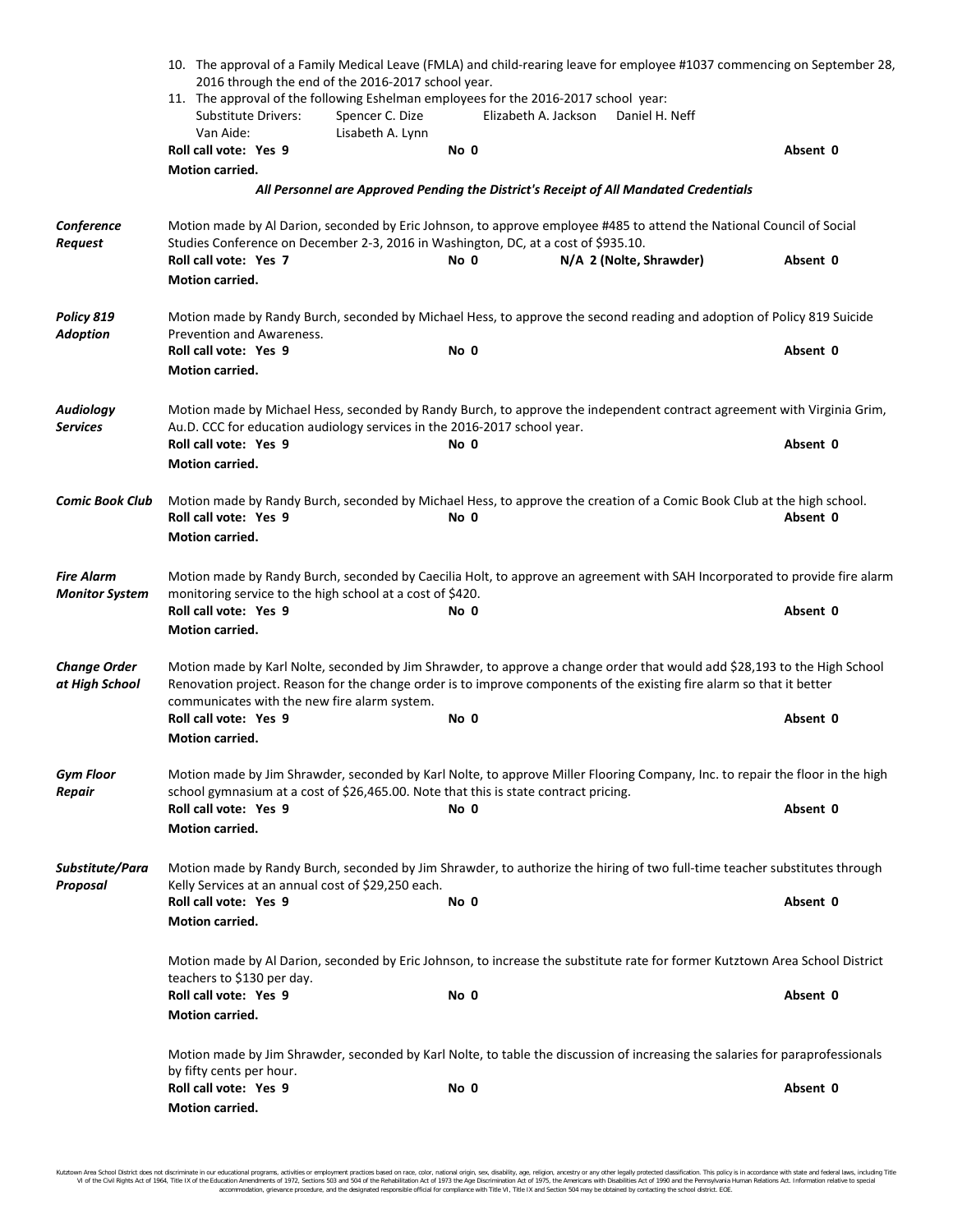10. The approval of a Family Medical Leave (FMLA) and child-rearing leave for employee #1037 commencing on September 28, 2016 through the end of the 2016-2017 school year.
11. The approval of the following Eshelman employees for the 2016-2017 school year:

| | | | |
|---|---|---|---|
| Substitute Drivers: | Spencer C. Dize | Elizabeth A. Jackson | Daniel H. Neff |
| Van Aide: | Lisabeth A. Lynn | | |

**Roll call vote: Yes 9** **No 0** **Absent 0**
**Motion carried.**

***All Personnel are Approved Pending the District's Receipt of All Mandated Credentials***

***Conference Request***

Motion made by Al Darion, seconded by Eric Johnson, to approve employee #485 to attend the National Council of Social Studies Conference on December 2-3, 2016 in Washington, DC, at a cost of $935.10.
**Roll call vote: Yes 7** **No 0** **N/A 2 (Nolte, Shrawder)** **Absent 0**
**Motion carried.**

***Policy 819 Adoption***

Motion made by Randy Burch, seconded by Michael Hess, to approve the second reading and adoption of Policy 819 Suicide Prevention and Awareness.
**Roll call vote: Yes 9** **No 0** **Absent 0**
**Motion carried.**

***Audiology Services***

Motion made by Michael Hess, seconded by Randy Burch, to approve the independent contract agreement with Virginia Grim, Au.D. CCC for education audiology services in the 2016-2017 school year.
**Roll call vote: Yes 9** **No 0** **Absent 0**
**Motion carried.**

***Comic Book Club***

Motion made by Randy Burch, seconded by Michael Hess, to approve the creation of a Comic Book Club at the high school.
**Roll call vote: Yes 9** **No 0** **Absent 0**
**Motion carried.**

***Fire Alarm Monitor System***

Motion made by Randy Burch, seconded by Caecilia Holt, to approve an agreement with SAH Incorporated to provide fire alarm monitoring service to the high school at a cost of $420.
**Roll call vote: Yes 9** **No 0** **Absent 0**
**Motion carried.**

***Change Order at High School***

Motion made by Karl Nolte, seconded by Jim Shrawder, to approve a change order that would add $28,193 to the High School Renovation project. Reason for the change order is to improve components of the existing fire alarm so that it better communicates with the new fire alarm system.
**Roll call vote: Yes 9** **No 0** **Absent 0**
**Motion carried.**

***Gym Floor Repair***

Motion made by Jim Shrawder, seconded by Karl Nolte, to approve Miller Flooring Company, Inc. to repair the floor in the high school gymnasium at a cost of $26,465.00. Note that this is state contract pricing.
**Roll call vote: Yes 9** **No 0** **Absent 0**
**Motion carried.**

***Substitute/Para Proposal***

Motion made by Randy Burch, seconded by Jim Shrawder, to authorize the hiring of two full-time teacher substitutes through Kelly Services at an annual cost of $29,250 each.
**Roll call vote: Yes 9** **No 0** **Absent 0**
**Motion carried.**

Motion made by Al Darion, seconded by Eric Johnson, to increase the substitute rate for former Kutztown Area School District teachers to $130 per day.
**Roll call vote: Yes 9** **No 0** **Absent 0**
**Motion carried.**

Motion made by Jim Shrawder, seconded by Karl Nolte, to table the discussion of increasing the salaries for paraprofessionals by fifty cents per hour.
**Roll call vote: Yes 9** **No 0** **Absent 0**
**Motion carried.**

Kutztown Area School District does not discriminate in our educational programs, activities or employment practices based on race, color, national origin, sex, disability, age, religion, ancestry or any other legally protected classification. This policy is in accordance with state and federal laws, including Title VI of the Civil Rights Act of 1964, Title IX of the Education Amendments of 1972, Sections 503 and 504 of the Rehabilitation Act of 1973 the Age Discrimination Act of 1975, the Americans with Disabilities Act of 1990 and the Pennsylvania Human Relations Act. Information relative to special accommodation, grievance procedure, and the designated responsible official for compliance with Title VI, Title IX and Section 504 may be obtained by contacting the school district. EOE.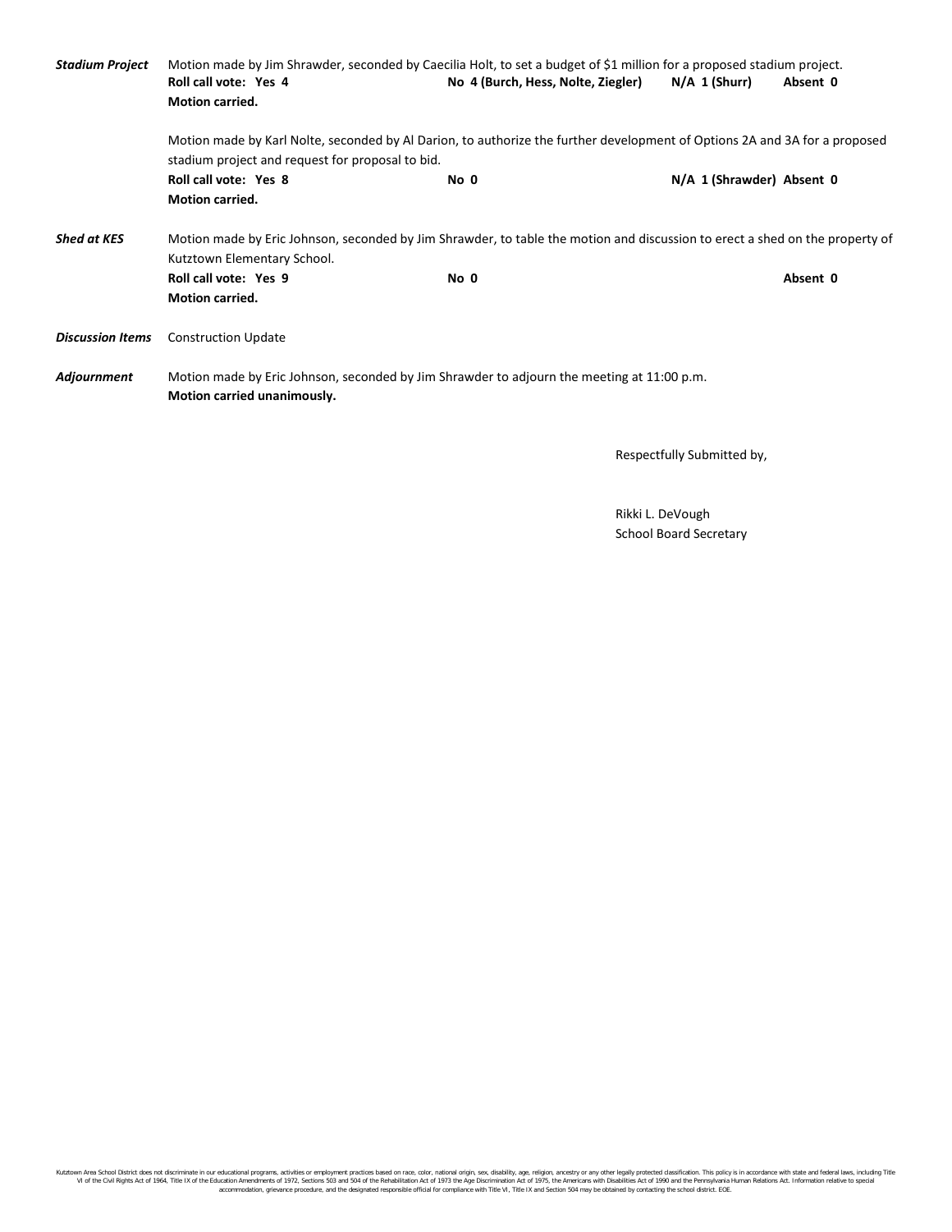***Stadium Project*** Motion made by Jim Shrawder, seconded by Caecilia Holt, to set a budget of $1 million for a proposed stadium project.

**Roll call vote: Yes 4 No 4 (Burch, Hess, Nolte, Ziegler) N/A 1 (Shurr) Absent 0**

**Motion carried.**

Motion made by Karl Nolte, seconded by Al Darion, to authorize the further development of Options 2A and 3A for a proposed stadium project and request for proposal to bid.

**Roll call vote: Yes 8 No 0 N/A 1 (Shrawder) Absent 0**

**Motion carried.**

***Shed at KES*** Motion made by Eric Johnson, seconded by Jim Shrawder, to table the motion and discussion to erect a shed on the property of Kutztown Elementary School.

**Roll call vote: Yes 9 No 0 Absent 0**

**Motion carried.**

***Discussion Items*** Construction Update

***Adjournment*** Motion made by Eric Johnson, seconded by Jim Shrawder to adjourn the meeting at 11:00 p.m.

**Motion carried unanimously.**

Respectfully Submitted by,

Rikki L. DeVough
School Board Secretary

Kutztown Area School District does not discriminate in our educational programs, activities or employment practices based on race, color, national origin, sex, disability, age, religion, ancestry or any other legally protected classification. This policy is in accordance with state and federal laws, including Title VI of the Civil Rights Act of 1964, Title IX of the Education Amendments of 1972, Sections 503 and 504 of the Rehabilitation Act of 1973 the Age Discrimination Act of 1975, the Americans with Disabilities Act of 1990 and the Pennsylvania Human Relations Act. Information relative to special accommodation, grievance procedure, and the designated responsible official for compliance with Title VI, Title IX and Section 504 may be obtained by contacting the school district. EOE.